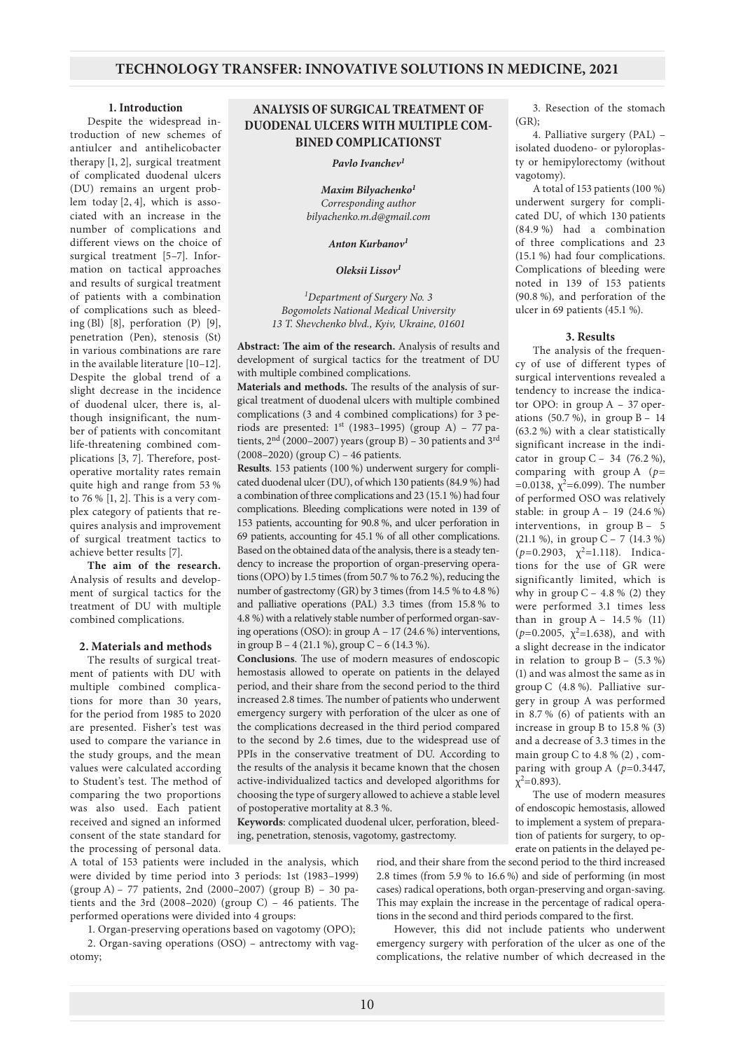# ANALYSIS OF SURGICAL TREATMENT OF DUODENAL ULCERS WITH MULTIPLE COMBINED COMPLICATIONST

***Pavlo Ivanchev*[1]**

***Maxim Bilyachenko*[1]**
*Corresponding author*
*bilyachenko.m.d@gmail.com*

***Anton Kurbanov*[1]**

***Oleksii Lissov*[1]**

*[1]Department of Surgery No. 3*
*Bogomolets National Medical University*
*13 T. Shevchenko blvd., Kyiv, Ukraine, 01601*

**Abstract: The aim of the research.** Analysis of results and development of surgical tactics for the treatment of DU with multiple combined complications.

**Materials and methods.** The results of the analysis of surgical treatment of duodenal ulcers with multiple combined complications (3 and 4 combined complications) for 3 periods are presented: 1st (1983–1995) (group A) – 77 patients, 2nd (2000–2007) years (group B) – 30 patients and 3rd (2008–2020) (group C) – 46 patients.

**Results**. 153 patients (100 %) underwent surgery for complicated duodenal ulcer (DU), of which 130 patients (84.9 %) had a combination of three complications and 23 (15.1 %) had four complications. Bleeding complications were noted in 139 of 153 patients, accounting for 90.8 %, and ulcer perforation in 69 patients, accounting for 45.1 % of all other complications. Based on the obtained data of the analysis, there is a steady tendency to increase the proportion of organ-preserving operations (OPO) by 1.5 times (from 50.7 % to 76.2 %), reducing the number of gastrectomy (GR) by 3 times (from 14.5 % to 4.8 %) and palliative operations (PAL) 3.3 times (from 15.8 % to 4.8 %) with a relatively stable number of performed organ-saving operations (OSO): in group A – 17 (24.6 %) interventions, in group B – 4 (21.1 %), group C – 6 (14.3 %).

**Conclusions**. The use of modern measures of endoscopic hemostasis allowed to operate on patients in the delayed period, and their share from the second period to the third increased 2.8 times. The number of patients who underwent emergency surgery with perforation of the ulcer as one of the complications decreased in the third period compared to the second by 2.6 times, due to the widespread use of PPIs in the conservative treatment of DU. According to the results of the analysis it became known that the chosen active-individualized tactics and developed algorithms for choosing the type of surgery allowed to achieve a stable level of postoperative mortality at 8.3 %.

**Keywords**: complicated duodenal ulcer, perforation, bleeding, penetration, stenosis, vagotomy, gastrectomy.

## 1. Introduction

Despite the widespread introduction of new schemes of antiulcer and antihelicobacter therapy [1, 2], surgical treatment of complicated duodenal ulcers (DU) remains an urgent problem today [2, 4], which is associated with an increase in the number of complications and different views on the choice of surgical treatment [5–7]. Information on tactical approaches and results of surgical treatment of patients with a combination of complications such as bleeding (Bl) [8], perforation (P) [9], penetration (Pen), stenosis (St) in various combinations are rare in the available literature [10–12]. Despite the global trend of a slight decrease in the incidence of duodenal ulcer, there is, although insignificant, the number of patients with concomitant life-threatening combined complications [3, 7]. Therefore, postoperative mortality rates remain quite high and range from 53 % to 76 % [1, 2]. This is a very complex category of patients that requires analysis and improvement of surgical treatment tactics to achieve better results [7].

**The aim of the research.** Analysis of results and development of surgical tactics for the treatment of DU with multiple combined complications.

## 2. Materials and methods

The results of surgical treatment of patients with DU with multiple combined complications for more than 30 years, for the period from 1985 to 2020 are presented. Fisher's test was used to compare the variance in the study groups, and the mean values were calculated according to Student's test. The method of comparing the two proportions was also used. Each patient received and signed an informed consent of the state standard for the processing of personal data.

A total of 153 patients were included in the analysis, which were divided by time period into 3 periods: 1st (1983–1999) (group A) – 77 patients, 2nd (2000–2007) (group B) – 30 patients and the 3rd (2008–2020) (group C) – 46 patients. The performed operations were divided into 4 groups:

1. Organ-preserving operations based on vagotomy (OPO);
2. Organ-saving operations (OSO) – antrectomy with vagotomy;
3. Resection of the stomach (GR);
4. Palliative surgery (PAL) – isolated duodeno- or pyloroplasty or hemipylorectomy (without vagotomy).

A total of 153 patients (100 %) underwent surgery for complicated DU, of which 130 patients (84.9 %) had a combination of three complications and 23 (15.1 %) had four complications. Complications of bleeding were noted in 139 of 153 patients (90.8 %), and perforation of the ulcer in 69 patients (45.1 %).

## 3. Results

The analysis of the frequency of use of different types of surgical interventions revealed a tendency to increase the indicator OPO: in group A – 37 operations (50.7 %), in group B – 14 (63.2 %) with a clear statistically significant increase in the indicator in group C – 34 (76.2 %), comparing with group A ($p=0.0138$, $\chi^2=6.099$). The number of performed OSO was relatively stable: in group A – 19 (24.6 %) interventions, in group B – 5 (21.1 %), in group C – 7 (14.3 %) ($p=0.2903$, $\chi^2=1.118$). Indications for the use of GR were significantly limited, which is why in group C – 4.8 % (2) they were performed 3.1 times less than in group A – 14.5 % (11) ($p=0.2005$, $\chi^2=1.638$), and with a slight decrease in the indicator in relation to group B – (5.3 %) (1) and was almost the same as in group C (4.8 %). Palliative surgery in group A was performed in 8.7 % (6) of patients with an increase in group B to 15.8 % (3) and a decrease of 3.3 times in the main group C to 4.8 % (2), comparing with group A ($p=0.3447$, $\chi^2=0.893$).

The use of modern measures of endoscopic hemostasis, allowed to implement a system of preparation of patients for surgery, to operate on patients in the delayed period, and their share from the second period to the third increased 2.8 times (from 5.9 % to 16.6 %) and side of performing (in most cases) radical operations, both organ-preserving and organ-saving. This may explain the increase in the percentage of radical operations in the second and third periods compared to the first.

However, this did not include patients who underwent emergency surgery with perforation of the ulcer as one of the complications, the relative number of which decreased in the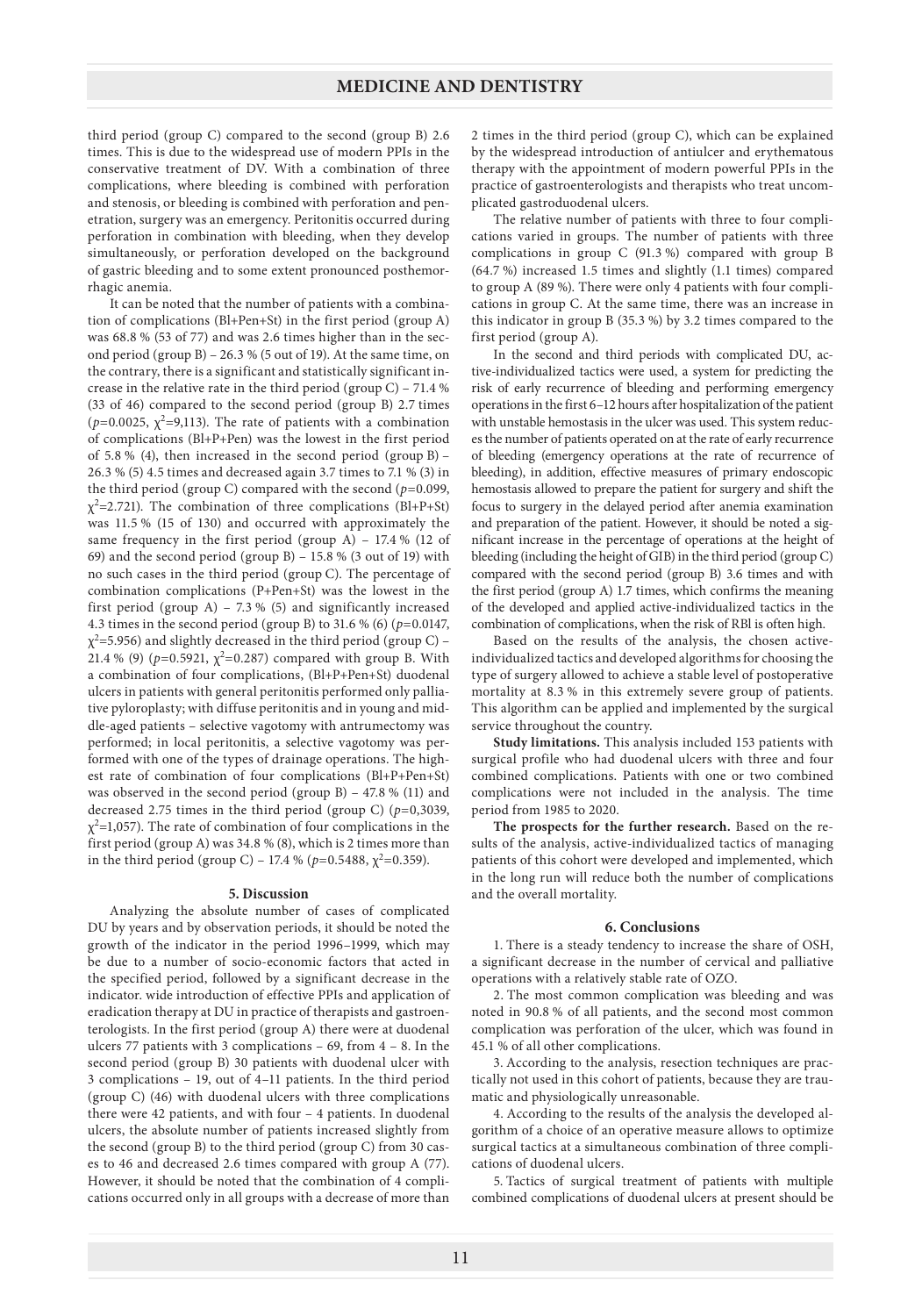third period (group C) compared to the second (group B) 2.6 times. This is due to the widespread use of modern PPIs in the conservative treatment of DV. With a combination of three complications, where bleeding is combined with perforation and stenosis, or bleeding is combined with perforation and penetration, surgery was an emergency. Peritonitis occurred during perforation in combination with bleeding, when they develop simultaneously, or perforation developed on the background of gastric bleeding and to some extent pronounced posthemorrhagic anemia.

It can be noted that the number of patients with a combination of complications (Bl+Pen+St) in the first period (group A) was 68.8 % (53 of 77) and was 2.6 times higher than in the second period (group B) – 26.3 % (5 out of 19). At the same time, on the contrary, there is a significant and statistically significant increase in the relative rate in the third period (group C) – 71.4 % (33 of 46) compared to the second period (group B) 2.7 times ($p$=0.0025, $\chi^2$=9,113). The rate of patients with a combination of complications (Bl+P+Pen) was the lowest in the first period of 5.8 % (4), then increased in the second period (group B) – 26.3 % (5) 4.5 times and decreased again 3.7 times to 7.1 % (3) in the third period (group C) compared with the second ($p$=0.099, $\chi^2$=2.721). The combination of three complications (Bl+P+St) was 11.5 % (15 of 130) and occurred with approximately the same frequency in the first period (group A) – 17.4 % (12 of 69) and the second period (group B) – 15.8 % (3 out of 19) with no such cases in the third period (group C). The percentage of combination complications (P+Pen+St) was the lowest in the first period (group A) – 7.3 % (5) and significantly increased 4.3 times in the second period (group B) to 31.6 % (6) ($p$=0.0147, $\chi^2$=5.956) and slightly decreased in the third period (group C) – 21.4 % (9) ($p$=0.5921, $\chi^2$=0.287) compared with group B. With a combination of four complications, (Bl+P+Pen+St) duodenal ulcers in patients with general peritonitis performed only palliative pyloroplasty; with diffuse peritonitis and in young and middle-aged patients – selective vagotomy with antrumectomy was performed; in local peritonitis, a selective vagotomy was performed with one of the types of drainage operations. The highest rate of combination of four complications (Bl+P+Pen+St) was observed in the second period (group B) – 47.8 % (11) and decreased 2.75 times in the third period (group C) ($p$=0,3039, $\chi^2$=1,057). The rate of combination of four complications in the first period (group A) was 34.8 % (8), which is 2 times more than in the third period (group C) – 17.4 % ($p$=0.5488, $\chi^2$=0.359).

## 5. Discussion

Analyzing the absolute number of cases of complicated DU by years and by observation periods, it should be noted the growth of the indicator in the period 1996–1999, which may be due to a number of socio-economic factors that acted in the specified period, followed by a significant decrease in the indicator. wide introduction of effective PPIs and application of eradication therapy at DU in practice of therapists and gastroenterologists. In the first period (group A) there were at duodenal ulcers 77 patients with 3 complications – 69, from 4 – 8. In the second period (group B) 30 patients with duodenal ulcer with 3 complications – 19, out of 4–11 patients. In the third period (group C) (46) with duodenal ulcers with three complications there were 42 patients, and with four – 4 patients. In duodenal ulcers, the absolute number of patients increased slightly from the second (group B) to the third period (group C) from 30 cases to 46 and decreased 2.6 times compared with group A (77). However, it should be noted that the combination of 4 complications occurred only in all groups with a decrease of more than 2 times in the third period (group C), which can be explained by the widespread introduction of antiulcer and erythematous therapy with the appointment of modern powerful PPIs in the practice of gastroenterologists and therapists who treat uncomplicated gastroduodenal ulcers.

The relative number of patients with three to four complications varied in groups. The number of patients with three complications in group C (91.3 %) compared with group B (64.7 %) increased 1.5 times and slightly (1.1 times) compared to group A (89 %). There were only 4 patients with four complications in group C. At the same time, there was an increase in this indicator in group B (35.3 %) by 3.2 times compared to the first period (group A).

In the second and third periods with complicated DU, active-individualized tactics were used, a system for predicting the risk of early recurrence of bleeding and performing emergency operations in the first 6–12 hours after hospitalization of the patient with unstable hemostasis in the ulcer was used. This system reduces the number of patients operated on at the rate of early recurrence of bleeding (emergency operations at the rate of recurrence of bleeding), in addition, effective measures of primary endoscopic hemostasis allowed to prepare the patient for surgery and shift the focus to surgery in the delayed period after anemia examination and preparation of the patient. However, it should be noted a significant increase in the percentage of operations at the height of bleeding (including the height of GIB) in the third period (group C) compared with the second period (group B) 3.6 times and with the first period (group A) 1.7 times, which confirms the meaning of the developed and applied active-individualized tactics in the combination of complications, when the risk of RBl is often high.

Based on the results of the analysis, the chosen active-individualized tactics and developed algorithms for choosing the type of surgery allowed to achieve a stable level of postoperative mortality at 8.3 % in this extremely severe group of patients. This algorithm can be applied and implemented by the surgical service throughout the country.

**Study limitations.** This analysis included 153 patients with surgical profile who had duodenal ulcers with three and four combined complications. Patients with one or two combined complications were not included in the analysis. The time period from 1985 to 2020.

**The prospects for the further research.** Based on the results of the analysis, active-individualized tactics of managing patients of this cohort were developed and implemented, which in the long run will reduce both the number of complications and the overall mortality.

## 6. Conclusions

1. There is a steady tendency to increase the share of OSH, a significant decrease in the number of cervical and palliative operations with a relatively stable rate of OZO.

2. The most common complication was bleeding and was noted in 90.8 % of all patients, and the second most common complication was perforation of the ulcer, which was found in 45.1 % of all other complications.

3. According to the analysis, resection techniques are practically not used in this cohort of patients, because they are traumatic and physiologically unreasonable.

4. According to the results of the analysis the developed algorithm of a choice of an operative measure allows to optimize surgical tactics at a simultaneous combination of three complications of duodenal ulcers.

5. Tactics of surgical treatment of patients with multiple combined complications of duodenal ulcers at present should be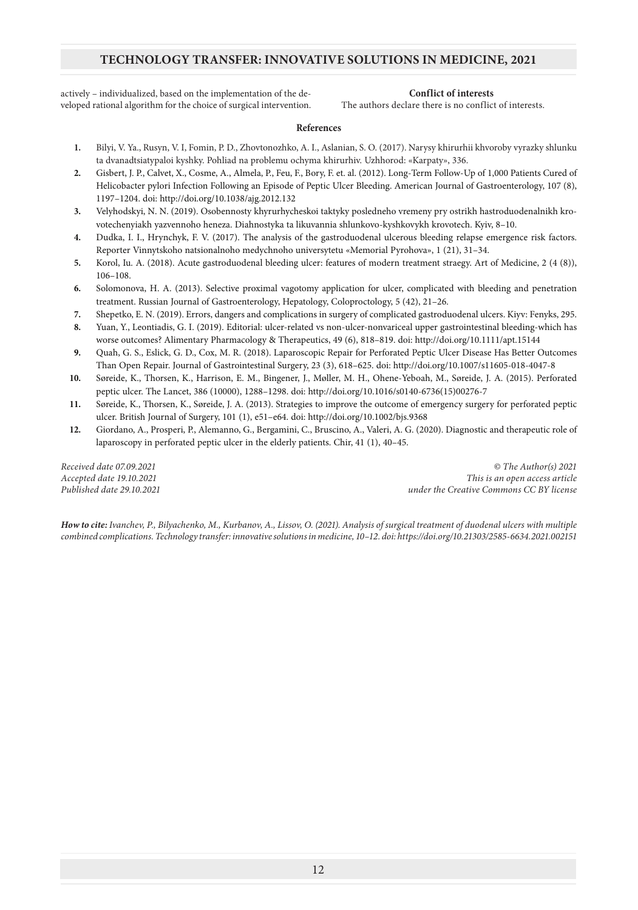actively – individualized, based on the implementation of the developed rational algorithm for the choice of surgical intervention.

**Conflict of interests**

The authors declare there is no conflict of interests.

**References**

1. Bilyi, V. Ya., Rusyn, V. I, Fomin, P. D., Zhovtonozhko, A. I., Aslanian, S. O. (2017). Narysy khirurhii khvoroby vyrazky shlunku ta dvanadtsiatypaloi kyshky. Pohliad na problemu ochyma khirurhiv. Uzhhorod: «Karpaty», 336.
2. Gisbert, J. P., Calvet, X., Cosme, A., Almela, P., Feu, F., Bory, F. et. al. (2012). Long-Term Follow-Up of 1,000 Patients Cured of Helicobacter pylori Infection Following an Episode of Peptic Ulcer Bleeding. American Journal of Gastroenterology, 107 (8), 1197–1204. doi: http://doi.org/10.1038/ajg.2012.132
3. Velyhodskyi, N. N. (2019). Osobennosty khyrurhycheskoi taktyky posledneho vremeny pry ostrikh hastroduodenalnikh krovotechenyiakh yazvennoho heneza. Diahnostyka ta likuvannia shlunkovo-kyshkovykh krovotech. Kyiv, 8–10.
4. Dudka, I. I., Hrynchyk, F. V. (2017). The analysis of the gastroduodenal ulcerous bleeding relapse emergence risk factors. Reporter Vinnytskoho natsionalnoho medychnoho universytetu «Memorial Pyrohova», 1 (21), 31–34.
5. Korol, Iu. A. (2018). Acute gastroduodenal bleeding ulcer: features of modern treatment straegy. Art of Medicine, 2 (4 (8)), 106–108.
6. Solomonova, H. A. (2013). Selective proximal vagotomy application for ulcer, complicated with bleeding and penetration treatment. Russian Journal of Gastroenterology, Hepatology, Coloproctology, 5 (42), 21–26.
7. Shepetko, E. N. (2019). Errors, dangers and complications in surgery of complicated gastroduodenal ulcers. Kiyv: Fenyks, 295.
8. Yuan, Y., Leontiadis, G. I. (2019). Editorial: ulcer-related vs non-ulcer-nonvariceal upper gastrointestinal bleeding-which has worse outcomes? Alimentary Pharmacology & Therapeutics, 49 (6), 818–819. doi: http://doi.org/10.1111/apt.15144
9. Quah, G. S., Eslick, G. D., Cox, M. R. (2018). Laparoscopic Repair for Perforated Peptic Ulcer Disease Has Better Outcomes Than Open Repair. Journal of Gastrointestinal Surgery, 23 (3), 618–625. doi: http://doi.org/10.1007/s11605-018-4047-8
10. Søreide, K., Thorsen, K., Harrison, E. M., Bingener, J., Møller, M. H., Ohene-Yeboah, M., Søreide, J. A. (2015). Perforated peptic ulcer. The Lancet, 386 (10000), 1288–1298. doi: http://doi.org/10.1016/s0140-6736(15)00276-7
11. Søreide, K., Thorsen, K., Søreide, J. A. (2013). Strategies to improve the outcome of emergency surgery for perforated peptic ulcer. British Journal of Surgery, 101 (1), e51–e64. doi: http://doi.org/10.1002/bjs.9368
12. Giordano, A., Prosperi, P., Alemanno, G., Bergamini, C., Bruscino, A., Valeri, A. G. (2020). Diagnostic and therapeutic role of laparoscopy in perforated peptic ulcer in the elderly patients. Chir, 41 (1), 40–45.

*Received date 07.09.2021*
*Accepted date 19.10.2021*
*Published date 29.10.2021*

*© The Author(s) 2021*
*This is an open access article*
*under the Creative Commons CC BY license*

***How to cite:*** *Ivanchev, P., Bilyachenko, M., Kurbanov, A., Lissov, O. (2021). Analysis of surgical treatment of duodenal ulcers with multiple combined complications. Technology transfer: innovative solutions in medicine, 10–12. doi: https://doi.org/10.21303/2585-6634.2021.002151*